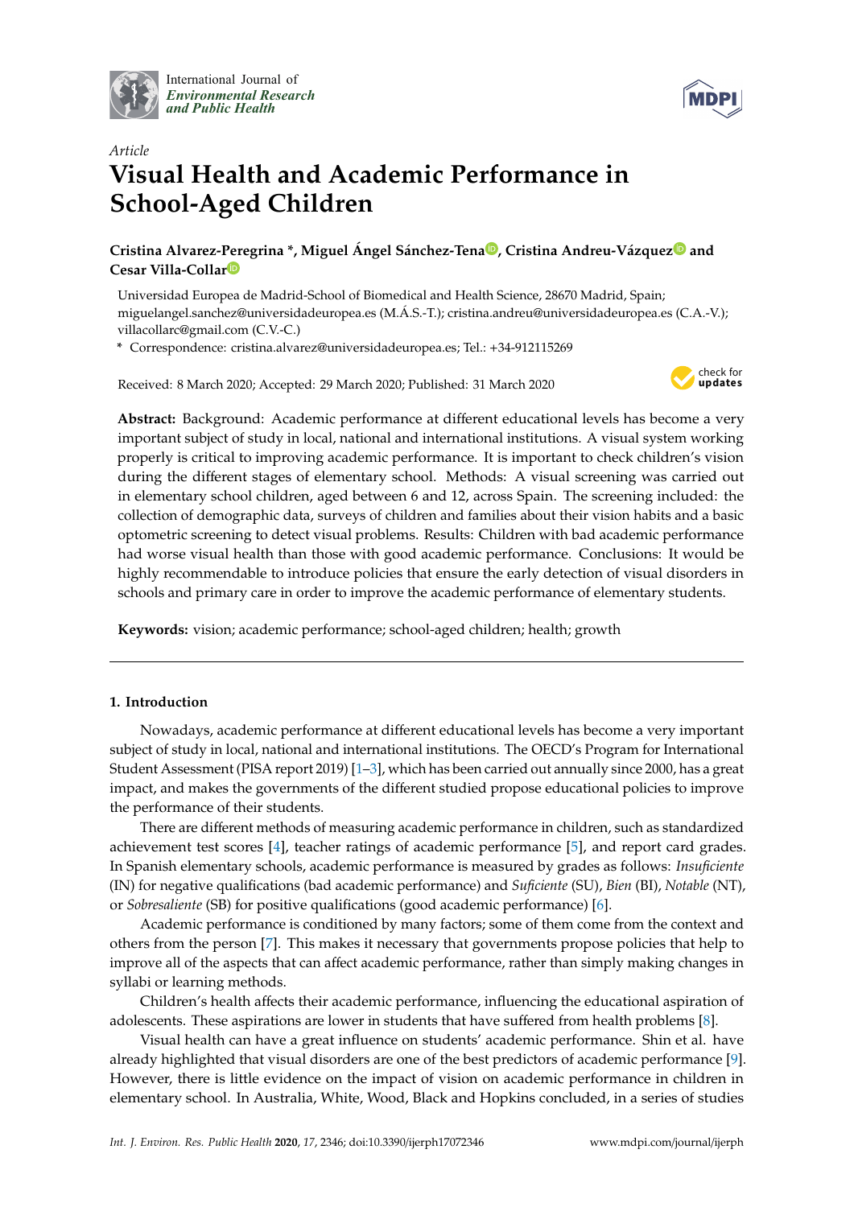International Journal of *Environmental Research and Public Health*

MDPI

*Article*

# Visual Health and Academic Performance in School-Aged Children

**Cristina Alvarez-Peregrina \*, Miguel Ángel Sánchez-Tena, Cristina Andreu-Vázquez and Cesar Villa-Collar**

Universidad Europea de Madrid-School of Biomedical and Health Science, 28670 Madrid, Spain; miguelangel.sanchez@universidadeuropea.es (M.Á.S.-T.); cristina.andreu@universidadeuropea.es (C.A.-V.); villacollarc@gmail.com (C.V.-C.)

\* Correspondence: cristina.alvarez@universidadeuropea.es; Tel.: +34-912115269

Received: 8 March 2020; Accepted: 29 March 2020; Published: 31 March 2020

**Abstract:** Background: Academic performance at different educational levels has become a very important subject of study in local, national and international institutions. A visual system working properly is critical to improving academic performance. It is important to check children's vision during the different stages of elementary school. Methods: A visual screening was carried out in elementary school children, aged between 6 and 12, across Spain. The screening included: the collection of demographic data, surveys of children and families about their vision habits and a basic optometric screening to detect visual problems. Results: Children with bad academic performance had worse visual health than those with good academic performance. Conclusions: It would be highly recommendable to introduce policies that ensure the early detection of visual disorders in schools and primary care in order to improve the academic performance of elementary students.

**Keywords:** vision; academic performance; school-aged children; health; growth

## 1. Introduction

Nowadays, academic performance at different educational levels has become a very important subject of study in local, national and international institutions. The OECD's Program for International Student Assessment (PISA report 2019) [1–3], which has been carried out annually since 2000, has a great impact, and makes the governments of the different studied propose educational policies to improve the performance of their students.

There are different methods of measuring academic performance in children, such as standardized achievement test scores [4], teacher ratings of academic performance [5], and report card grades. In Spanish elementary schools, academic performance is measured by grades as follows: *Insuficiente* (IN) for negative qualifications (bad academic performance) and *Suficiente* (SU), *Bien* (BI), *Notable* (NT), or *Sobresaliente* (SB) for positive qualifications (good academic performance) [6].

Academic performance is conditioned by many factors; some of them come from the context and others from the person [7]. This makes it necessary that governments propose policies that help to improve all of the aspects that can affect academic performance, rather than simply making changes in syllabi or learning methods.

Children's health affects their academic performance, influencing the educational aspiration of adolescents. These aspirations are lower in students that have suffered from health problems [8].

Visual health can have a great influence on students' academic performance. Shin et al. have already highlighted that visual disorders are one of the best predictors of academic performance [9]. However, there is little evidence on the impact of vision on academic performance in children in elementary school. In Australia, White, Wood, Black and Hopkins concluded, in a series of studies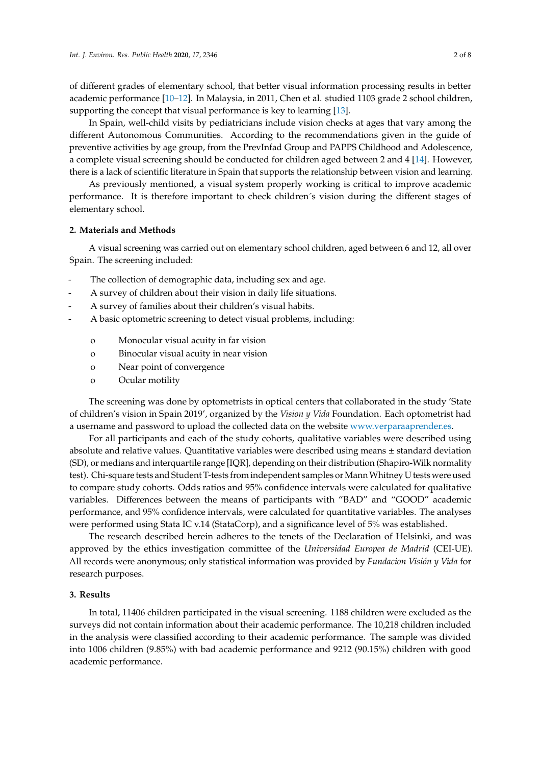of different grades of elementary school, that better visual information processing results in better academic performance [10–12]. In Malaysia, in 2011, Chen et al. studied 1103 grade 2 school children, supporting the concept that visual performance is key to learning [13].

In Spain, well-child visits by pediatricians include vision checks at ages that vary among the different Autonomous Communities. According to the recommendations given in the guide of preventive activities by age group, from the PrevInfad Group and PAPPS Childhood and Adolescence, a complete visual screening should be conducted for children aged between 2 and 4 [14]. However, there is a lack of scientific literature in Spain that supports the relationship between vision and learning.

As previously mentioned, a visual system properly working is critical to improve academic performance. It is therefore important to check children´s vision during the different stages of elementary school.

## 2. Materials and Methods

A visual screening was carried out on elementary school children, aged between 6 and 12, all over Spain. The screening included:

- The collection of demographic data, including sex and age.
- A survey of children about their vision in daily life situations.
- A survey of families about their children's visual habits.
- A basic optometric screening to detect visual problems, including:
    - Monocular visual acuity in far vision
    - Binocular visual acuity in near vision
    - Near point of convergence
    - Ocular motility

The screening was done by optometrists in optical centers that collaborated in the study 'State of children's vision in Spain 2019', organized by the *Vision y Vida* Foundation. Each optometrist had a username and password to upload the collected data on the website www.verparaaprender.es.

For all participants and each of the study cohorts, qualitative variables were described using absolute and relative values. Quantitative variables were described using means ± standard deviation (SD), or medians and interquartile range [IQR], depending on their distribution (Shapiro-Wilk normality test). Chi-square tests and Student T-tests from independent samples or Mann Whitney U tests were used to compare study cohorts. Odds ratios and 95% confidence intervals were calculated for qualitative variables. Differences between the means of participants with "BAD" and "GOOD" academic performance, and 95% confidence intervals, were calculated for quantitative variables. The analyses were performed using Stata IC v.14 (StataCorp), and a significance level of 5% was established.

The research described herein adheres to the tenets of the Declaration of Helsinki, and was approved by the ethics investigation committee of the *Universidad Europea de Madrid* (CEI-UE). All records were anonymous; only statistical information was provided by *Fundacion Visión y Vida* for research purposes.

## 3. Results

In total, 11406 children participated in the visual screening. 1188 children were excluded as the surveys did not contain information about their academic performance. The 10,218 children included in the analysis were classified according to their academic performance. The sample was divided into 1006 children (9.85%) with bad academic performance and 9212 (90.15%) children with good academic performance.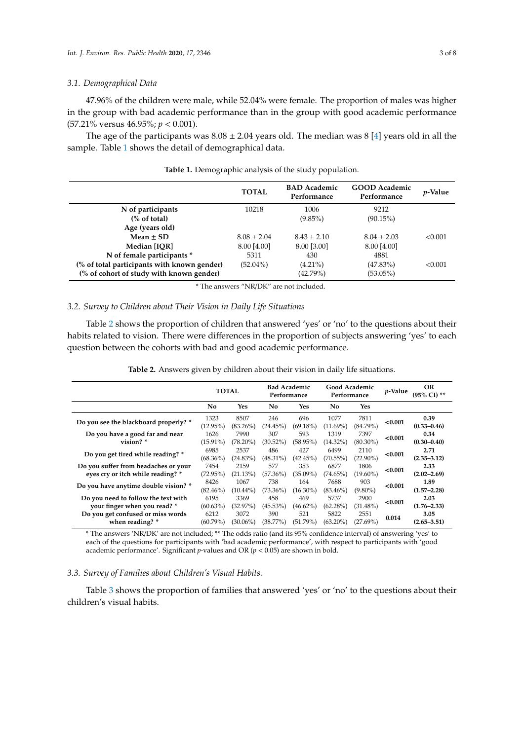### 3.1. Demographical Data

47.96% of the children were male, while 52.04% were female. The proportion of males was higher in the group with bad academic performance than in the group with good academic performance (57.21% versus 46.95%; $p < 0.001$).

The age of the participants was $8.08 \pm 2.04$ years old. The median was 8 [4] years old in all the sample. Table 1 shows the detail of demographical data.

**Table 1.** Demographic analysis of the study population.

| | TOTAL | BAD Academic Performance | GOOD Academic Performance | *p*-Value |
|---|---|---|---|---|
| **N of participants** | 10218 | 1006 | 9212 | |
| **(% of total)** | | (9.85%) | (90.15%) | |
| **Age (years old)** | | | | |
| **Mean ± SD** | 8.08 ± 2.04 | 8.43 ± 2.10 | 8.04 ± 2.03 | <0.001 |
| **Median [IQR]** | 8.00 [4.00] | 8.00 [3.00] | 8.00 [4.00] | |
| **N of female participants *** | 5311 | 430 | 4881 | |
| **(% of total participants with known gender)** | (52.04%) | (4.21%) | (47.83%) | <0.001 |
| **(% of cohort of study with known gender)** | | (42.79%) | (53.05%) | |

\* The answers "NR/DK" are not included.

### 3.2. Survey to Children about Their Vision in Daily Life Situations

Table 2 shows the proportion of children that answered 'yes' or 'no' to the questions about their habits related to vision. There were differences in the proportion of subjects answering 'yes' to each question between the cohorts with bad and good academic performance.

**Table 2.** Answers given by children about their vision in daily life situations.

| | TOTAL | | Bad Academic Performance | | Good Academic Performance | | *p*-Value | OR (95% CI) ** |
|---|---|---|---|---|---|---|---|---|
| | **No** | **Yes** | **No** | **Yes** | **No** | **Yes** | | |
| **Do you see the blackboard properly? *** | 1323 (12.95%) | 8507 (83.26%) | 246 (24.45%) | 696 (69.18%) | 1077 (11.69%) | 7811 (84.79%) | **<0.001** | **0.39 (0.33–0.46)** |
| **Do you have a good far and near vision? *** | 1626 (15.91%) | 7990 (78.20%) | 307 (30.52%) | 593 (58.95%) | 1319 (14.32%) | 7397 (80.30%) | **<0.001** | **0.34 (0.30–0.40)** |
| **Do you get tired while reading? *** | 6985 (68.36%) | 2537 (24.83%) | 486 (48.31%) | 427 (42.45%) | 6499 (70.55%) | 2110 (22.90%) | **<0.001** | **2.71 (2.35–3.12)** |
| **Do you suffer from headaches or your eyes cry or itch while reading? *** | 7454 (72.95%) | 2159 (21.13%) | 577 (57.36%) | 353 (35.09%) | 6877 (74.65%) | 1806 (19.60%) | **<0.001** | **2.33 (2.02–2.69)** |
| **Do you have anytime double vision? *** | 8426 (82.46%) | 1067 (10.44%) | 738 (73.36%) | 164 (16.30%) | 7688 (83.46%) | 903 (9.80%) | **<0.001** | **1.89 (1.57–2.28)** |
| **Do you need to follow the text with your finger when you read? *** | 6195 (60.63%) | 3369 (32.97%) | 458 (45.53%) | 469 (46.62%) | 5737 (62.28%) | 2900 (31.48%) | **<0.001** | **2.03 (1.76–2.33)** |
| **Do you get confused or miss words when reading? *** | 6212 (60.79%) | 3072 (30.06%) | 390 (38.77%) | 521 (51.79%) | 5822 (63.20%) | 2551 (27.69%) | **0.014** | **3.05 (2.65–3.51)** |

\* The answers 'NR/DK' are not included; ** The odds ratio (and its 95% confidence interval) of answering 'yes' to each of the questions for participants with 'bad academic performance', with respect to participants with 'good academic performance'. Significant *p*-values and OR ($p < 0.05$) are shown in bold.

### 3.3. Survey of Families about Children's Visual Habits.

Table 3 shows the proportion of families that answered 'yes' or 'no' to the questions about their children's visual habits.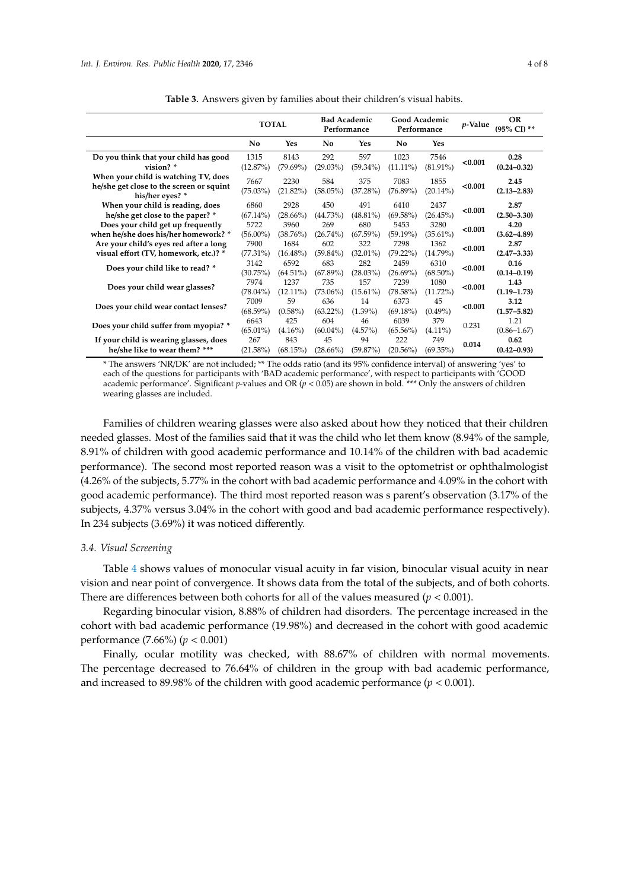**Table 3.** Answers given by families about their children's visual habits.

| | TOTAL | | Bad Academic Performance | | Good Academic Performance | | *p*-Value | OR (95% CI) ** |
|---|---|---|---|---|---|---|---|---|
| | No | Yes | No | Yes | No | Yes | | |
| Do you think that your child has good vision? * | 1315 (12.87%) | 8143 (79.69%) | 292 (29.03%) | 597 (59.34%) | 1023 (11.11%) | 7546 (81.91%) | **<0.001** | **0.28 (0.24–0.32)** |
| When your child is watching TV, does he/she get close to the screen or squint his/her eyes? * | 7667 (75.03%) | 2230 (21.82%) | 584 (58.05%) | 375 (37.28%) | 7083 (76.89%) | 1855 (20.14%) | **<0.001** | **2.45 (2.13–2.83)** |
| When your child is reading, does he/she get close to the paper? * | 6860 (67.14%) | 2928 (28.66%) | 450 (44.73%) | 491 (48.81%) | 6410 (69.58%) | 2437 (26.45%) | **<0.001** | **2.87 (2.50–3.30)** |
| Does your child get up frequently when he/she does his/her homework? * | 5722 (56.00%) | 3960 (38.76%) | 269 (26.74%) | 680 (67.59%) | 5453 (59.19%) | 3280 (35.61%) | **<0.001** | **4.20 (3.62–4.89)** |
| Are your child's eyes red after a long visual effort (TV, homework, etc.)? * | 7900 (77.31%) | 1684 (16.48%) | 602 (59.84%) | 322 (32.01%) | 7298 (79.22%) | 1362 (14.79%) | **<0.001** | **2.87 (2.47–3.33)** |
| Does your child like to read? * | 3142 (30.75%) | 6592 (64.51%) | 683 (67.89%) | 282 (28.03%) | 2459 (26.69%) | 6310 (68.50%) | **<0.001** | **0.16 (0.14–0.19)** |
| Does your child wear glasses? | 7974 (78.04%) | 1237 (12.11%) | 735 (73.06%) | 157 (15.61%) | 7239 (78.58%) | 1080 (11.72%) | **<0.001** | **1.43 (1.19–1.73)** |
| Does your child wear contact lenses? | 7009 (68.59%) | 59 (0.58%) | 636 (63.22%) | 14 (1.39%) | 6373 (69.18%) | 45 (0.49%) | **<0.001** | **3.12 (1.57–5.82)** |
| Does your child suffer from myopia? * | 6643 (65.01%) | 425 (4.16%) | 604 (60.04%) | 46 (4.57%) | 6039 (65.56%) | 379 (4.11%) | 0.231 | 1.21 (0.86–1.67) |
| If your child is wearing glasses, does he/she like to wear them? *** | 267 (21.58%) | 843 (68.15%) | 45 (28.66%) | 94 (59.87%) | 222 (20.56%) | 749 (69.35%) | **0.014** | **0.62 (0.42–0.93)** |

* The answers 'NR/DK' are not included; ** The odds ratio (and its 95% confidence interval) of answering 'yes' to each of the questions for participants with 'BAD academic performance', with respect to participants with 'GOOD academic performance'. Significant *p*-values and OR ($p < 0.05$) are shown in bold. *** Only the answers of children wearing glasses are included.

Families of children wearing glasses were also asked about how they noticed that their children needed glasses. Most of the families said that it was the child who let them know (8.94% of the sample, 8.91% of children with good academic performance and 10.14% of the children with bad academic performance). The second most reported reason was a visit to the optometrist or ophthalmologist (4.26% of the subjects, 5.77% in the cohort with bad academic performance and 4.09% in the cohort with good academic performance). The third most reported reason was s parent's observation (3.17% of the subjects, 4.37% versus 3.04% in the cohort with good and bad academic performance respectively). In 234 subjects (3.69%) it was noticed differently.

### 3.4. Visual Screening

Table 4 shows values of monocular visual acuity in far vision, binocular visual acuity in near vision and near point of convergence. It shows data from the total of the subjects, and of both cohorts. There are differences between both cohorts for all of the values measured ($p < 0.001$).

Regarding binocular vision, 8.88% of children had disorders. The percentage increased in the cohort with bad academic performance (19.98%) and decreased in the cohort with good academic performance (7.66%) ($p < 0.001$)

Finally, ocular motility was checked, with 88.67% of children with normal movements. The percentage decreased to 76.64% of children in the group with bad academic performance, and increased to 89.98% of the children with good academic performance ($p < 0.001$).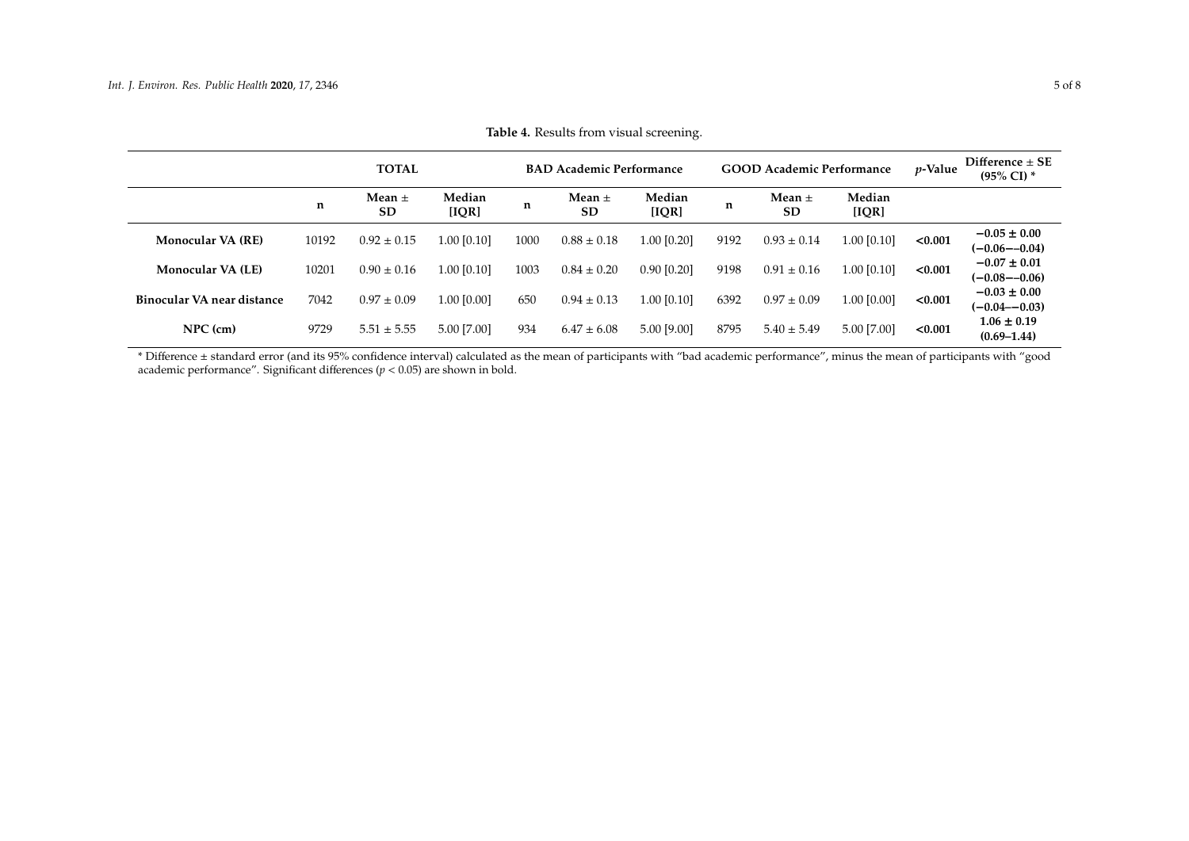**Table 4.** Results from visual screening.

| | TOTAL | | | BAD Academic Performance | | | GOOD Academic Performance | | | *p*-Value | Difference ± SE (95% CI) * |
|---|---|---|---|---|---|---|---|---|---|---|---|
| | n | Mean ± SD | Median [IQR] | n | Mean ± SD | Median [IQR] | n | Mean ± SD | Median [IQR] | | |
| **Monocular VA (RE)** | 10192 | 0.92 ± 0.15 | 1.00 [0.10] | 1000 | 0.88 ± 0.18 | 1.00 [0.20] | 9192 | 0.93 ± 0.14 | 1.00 [0.10] | **<0.001** | **−0.05 ± 0.00 (−0.06–−0.04)** |
| **Monocular VA (LE)** | 10201 | 0.90 ± 0.16 | 1.00 [0.10] | 1003 | 0.84 ± 0.20 | 0.90 [0.20] | 9198 | 0.91 ± 0.16 | 1.00 [0.10] | **<0.001** | **−0.07 ± 0.01 (−0.08–−0.06)** |
| **Binocular VA near distance** | 7042 | 0.97 ± 0.09 | 1.00 [0.00] | 650 | 0.94 ± 0.13 | 1.00 [0.10] | 6392 | 0.97 ± 0.09 | 1.00 [0.00] | **<0.001** | **−0.03 ± 0.00 (−0.04–−0.03)** |
| **NPC (cm)** | 9729 | 5.51 ± 5.55 | 5.00 [7.00] | 934 | 6.47 ± 6.08 | 5.00 [9.00] | 8795 | 5.40 ± 5.49 | 5.00 [7.00] | **<0.001** | **1.06 ± 0.19 (0.69–1.44)** |

* Difference ± standard error (and its 95% confidence interval) calculated as the mean of participants with "bad academic performance", minus the mean of participants with "good academic performance". Significant differences ($p < 0.05$) are shown in bold.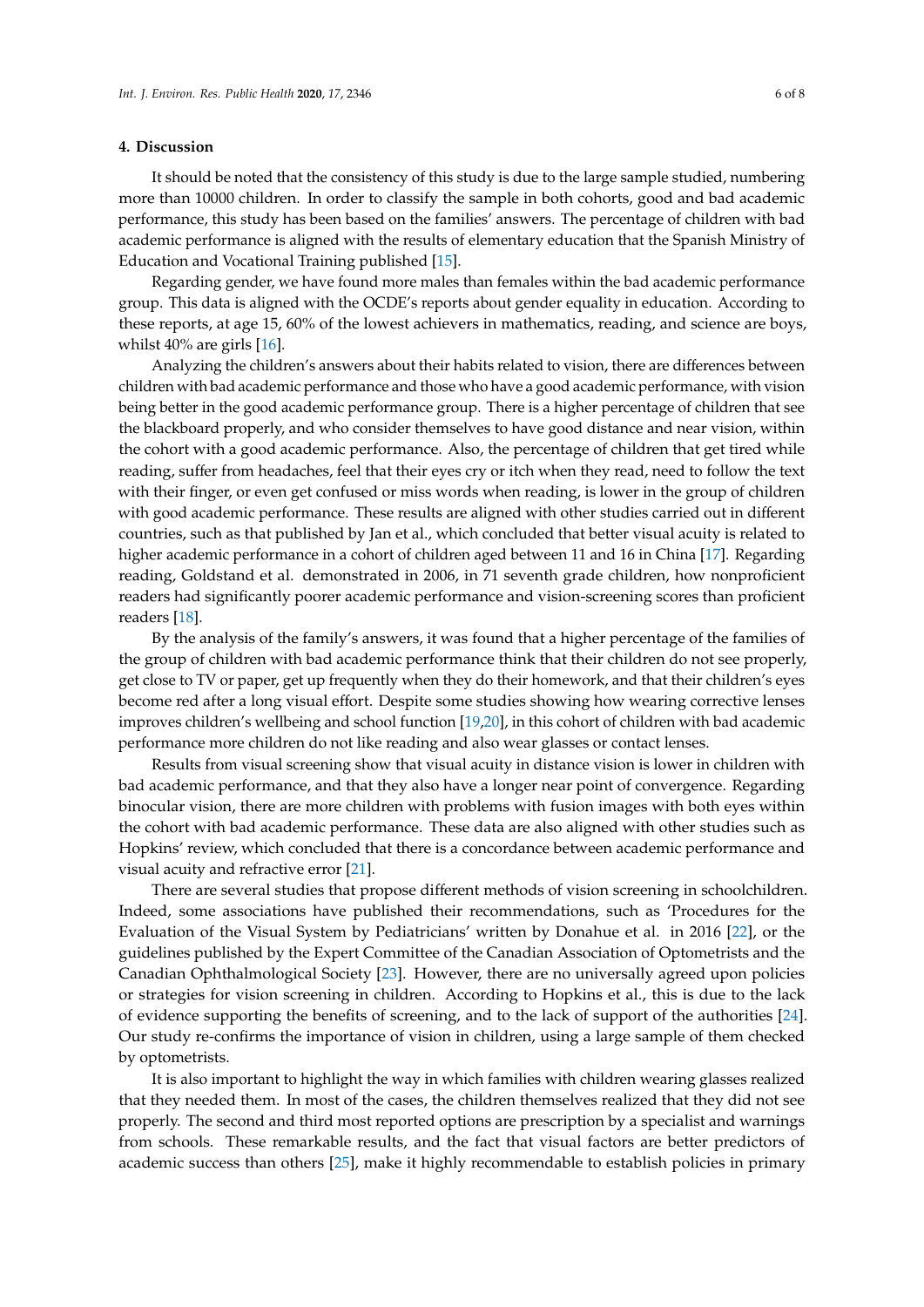## 4. Discussion

It should be noted that the consistency of this study is due to the large sample studied, numbering more than 10000 children. In order to classify the sample in both cohorts, good and bad academic performance, this study has been based on the families' answers. The percentage of children with bad academic performance is aligned with the results of elementary education that the Spanish Ministry of Education and Vocational Training published [15].

Regarding gender, we have found more males than females within the bad academic performance group. This data is aligned with the OCDE's reports about gender equality in education. According to these reports, at age 15, 60% of the lowest achievers in mathematics, reading, and science are boys, whilst 40% are girls [16].

Analyzing the children's answers about their habits related to vision, there are differences between children with bad academic performance and those who have a good academic performance, with vision being better in the good academic performance group. There is a higher percentage of children that see the blackboard properly, and who consider themselves to have good distance and near vision, within the cohort with a good academic performance. Also, the percentage of children that get tired while reading, suffer from headaches, feel that their eyes cry or itch when they read, need to follow the text with their finger, or even get confused or miss words when reading, is lower in the group of children with good academic performance. These results are aligned with other studies carried out in different countries, such as that published by Jan et al., which concluded that better visual acuity is related to higher academic performance in a cohort of children aged between 11 and 16 in China [17]. Regarding reading, Goldstand et al. demonstrated in 2006, in 71 seventh grade children, how nonproficient readers had significantly poorer academic performance and vision-screening scores than proficient readers [18].

By the analysis of the family's answers, it was found that a higher percentage of the families of the group of children with bad academic performance think that their children do not see properly, get close to TV or paper, get up frequently when they do their homework, and that their children's eyes become red after a long visual effort. Despite some studies showing how wearing corrective lenses improves children's wellbeing and school function [19,20], in this cohort of children with bad academic performance more children do not like reading and also wear glasses or contact lenses.

Results from visual screening show that visual acuity in distance vision is lower in children with bad academic performance, and that they also have a longer near point of convergence. Regarding binocular vision, there are more children with problems with fusion images with both eyes within the cohort with bad academic performance. These data are also aligned with other studies such as Hopkins' review, which concluded that there is a concordance between academic performance and visual acuity and refractive error [21].

There are several studies that propose different methods of vision screening in schoolchildren. Indeed, some associations have published their recommendations, such as 'Procedures for the Evaluation of the Visual System by Pediatricians' written by Donahue et al. in 2016 [22], or the guidelines published by the Expert Committee of the Canadian Association of Optometrists and the Canadian Ophthalmological Society [23]. However, there are no universally agreed upon policies or strategies for vision screening in children. According to Hopkins et al., this is due to the lack of evidence supporting the benefits of screening, and to the lack of support of the authorities [24]. Our study re-confirms the importance of vision in children, using a large sample of them checked by optometrists.

It is also important to highlight the way in which families with children wearing glasses realized that they needed them. In most of the cases, the children themselves realized that they did not see properly. The second and third most reported options are prescription by a specialist and warnings from schools. These remarkable results, and the fact that visual factors are better predictors of academic success than others [25], make it highly recommendable to establish policies in primary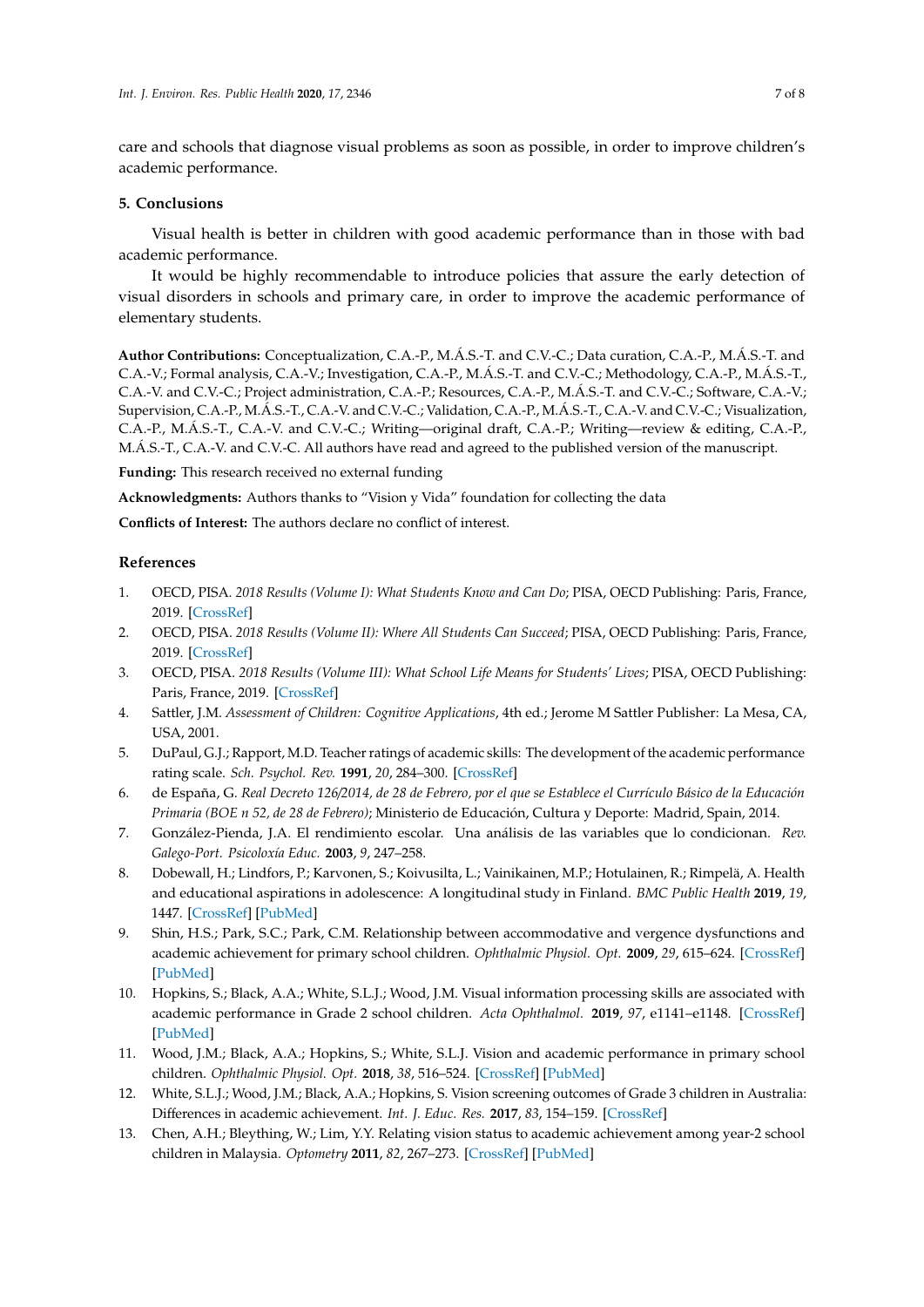care and schools that diagnose visual problems as soon as possible, in order to improve children's academic performance.

## 5. Conclusions

Visual health is better in children with good academic performance than in those with bad academic performance.

It would be highly recommendable to introduce policies that assure the early detection of visual disorders in schools and primary care, in order to improve the academic performance of elementary students.

**Author Contributions:** Conceptualization, C.A.-P., M.Á.S.-T. and C.V.-C.; Data curation, C.A.-P., M.Á.S.-T. and C.A.-V.; Formal analysis, C.A.-V.; Investigation, C.A.-P., M.Á.S.-T. and C.V.-C.; Methodology, C.A.-P., M.Á.S.-T., C.A.-V. and C.V.-C.; Project administration, C.A.-P.; Resources, C.A.-P., M.Á.S.-T. and C.V.-C.; Software, C.A.-V.; Supervision, C.A.-P., M.Á.S.-T., C.A.-V. and C.V.-C.; Validation, C.A.-P., M.Á.S.-T., C.A.-V. and C.V.-C.; Visualization, C.A.-P., M.Á.S.-T., C.A.-V. and C.V.-C.; Writing—original draft, C.A.-P.; Writing—review & editing, C.A.-P., M.Á.S.-T., C.A.-V. and C.V.-C. All authors have read and agreed to the published version of the manuscript.

**Funding:** This research received no external funding

**Acknowledgments:** Authors thanks to "Vision y Vida" foundation for collecting the data

**Conflicts of Interest:** The authors declare no conflict of interest.

## References

1. OECD, PISA. *2018 Results (Volume I): What Students Know and Can Do*; PISA, OECD Publishing: Paris, France, 2019. [CrossRef]
2. OECD, PISA. *2018 Results (Volume II): Where All Students Can Succeed*; PISA, OECD Publishing: Paris, France, 2019. [CrossRef]
3. OECD, PISA. *2018 Results (Volume III): What School Life Means for Students' Lives*; PISA, OECD Publishing: Paris, France, 2019. [CrossRef]
4. Sattler, J.M. *Assessment of Children: Cognitive Applications*, 4th ed.; Jerome M Sattler Publisher: La Mesa, CA, USA, 2001.
5. DuPaul, G.J.; Rapport, M.D. Teacher ratings of academic skills: The development of the academic performance rating scale. *Sch. Psychol. Rev.* **1991**, *20*, 284–300. [CrossRef]
6. de España, G. *Real Decreto 126/2014, de 28 de Febrero, por el que se Establece el Currículo Básico de la Educación Primaria (BOE n 52, de 28 de Febrero)*; Ministerio de Educación, Cultura y Deporte: Madrid, Spain, 2014.
7. González-Pienda, J.A. El rendimiento escolar. Una análisis de las variables que lo condicionan. *Rev. Galego-Port. Psicoloxía Educ.* **2003**, *9*, 247–258.
8. Dobewall, H.; Lindfors, P.; Karvonen, S.; Koivusilta, L.; Vainikainen, M.P.; Hotulainen, R.; Rimpelä, A. Health and educational aspirations in adolescence: A longitudinal study in Finland. *BMC Public Health* **2019**, *19*, 1447. [CrossRef] [PubMed]
9. Shin, H.S.; Park, S.C.; Park, C.M. Relationship between accommodative and vergence dysfunctions and academic achievement for primary school children. *Ophthalmic Physiol. Opt.* **2009**, *29*, 615–624. [CrossRef] [PubMed]
10. Hopkins, S.; Black, A.A.; White, S.L.J.; Wood, J.M. Visual information processing skills are associated with academic performance in Grade 2 school children. *Acta Ophthalmol.* **2019**, *97*, e1141–e1148. [CrossRef] [PubMed]
11. Wood, J.M.; Black, A.A.; Hopkins, S.; White, S.L.J. Vision and academic performance in primary school children. *Ophthalmic Physiol. Opt.* **2018**, *38*, 516–524. [CrossRef] [PubMed]
12. White, S.L.J.; Wood, J.M.; Black, A.A.; Hopkins, S. Vision screening outcomes of Grade 3 children in Australia: Differences in academic achievement. *Int. J. Educ. Res.* **2017**, *83*, 154–159. [CrossRef]
13. Chen, A.H.; Bleything, W.; Lim, Y.Y. Relating vision status to academic achievement among year-2 school children in Malaysia. *Optometry* **2011**, *82*, 267–273. [CrossRef] [PubMed]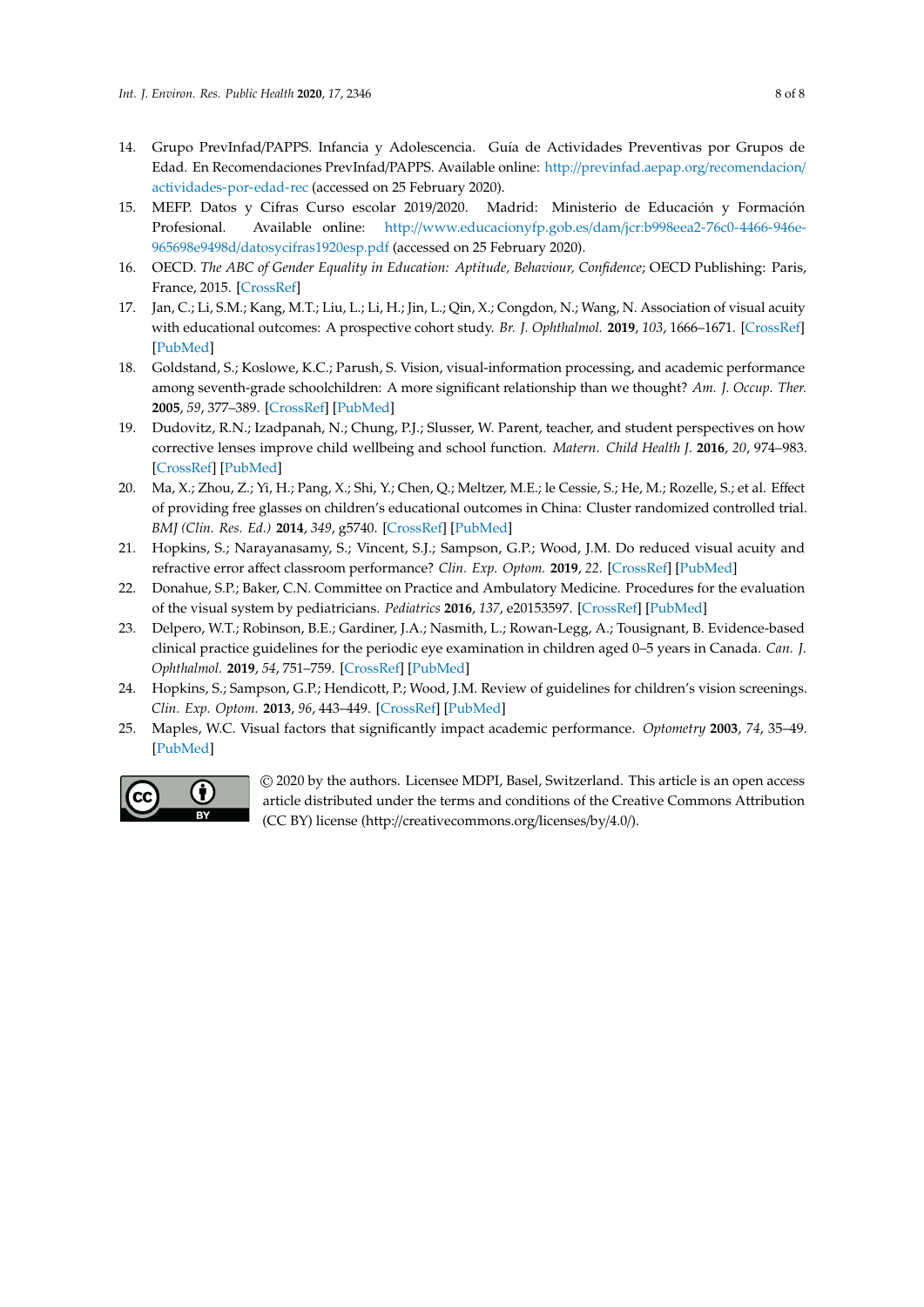14. Grupo PrevInfad/PAPPS. Infancia y Adolescencia. Guía de Actividades Preventivas por Grupos de Edad. En Recomendaciones PrevInfad/PAPPS. Available online: http://previnfad.aepap.org/recomendacion/actividades-por-edad-rec (accessed on 25 February 2020).
15. MEFP. Datos y Cifras Curso escolar 2019/2020. Madrid: Ministerio de Educación y Formación Profesional. Available online: http://www.educacionyfp.gob.es/dam/jcr:b998eea2-76c0-4466-946e-965698e9498d/datosycifras1920esp.pdf (accessed on 25 February 2020).
16. OECD. *The ABC of Gender Equality in Education: Aptitude, Behaviour, Confidence*; OECD Publishing: Paris, France, 2015. [CrossRef]
17. Jan, C.; Li, S.M.; Kang, M.T.; Liu, L.; Li, H.; Jin, L.; Qin, X.; Congdon, N.; Wang, N. Association of visual acuity with educational outcomes: A prospective cohort study. *Br. J. Ophthalmol.* **2019**, *103*, 1666–1671. [CrossRef] [PubMed]
18. Goldstand, S.; Koslowe, K.C.; Parush, S. Vision, visual-information processing, and academic performance among seventh-grade schoolchildren: A more significant relationship than we thought? *Am. J. Occup. Ther.* **2005**, *59*, 377–389. [CrossRef] [PubMed]
19. Dudovitz, R.N.; Izadpanah, N.; Chung, P.J.; Slusser, W. Parent, teacher, and student perspectives on how corrective lenses improve child wellbeing and school function. *Matern. Child Health J.* **2016**, *20*, 974–983. [CrossRef] [PubMed]
20. Ma, X.; Zhou, Z.; Yi, H.; Pang, X.; Shi, Y.; Chen, Q.; Meltzer, M.E.; le Cessie, S.; He, M.; Rozelle, S.; et al. Effect of providing free glasses on children's educational outcomes in China: Cluster randomized controlled trial. *BMJ (Clin. Res. Ed.)* **2014**, *349*, g5740. [CrossRef] [PubMed]
21. Hopkins, S.; Narayanasamy, S.; Vincent, S.J.; Sampson, G.P.; Wood, J.M. Do reduced visual acuity and refractive error affect classroom performance? *Clin. Exp. Optom.* **2019**, *22*. [CrossRef] [PubMed]
22. Donahue, S.P.; Baker, C.N. Committee on Practice and Ambulatory Medicine. Procedures for the evaluation of the visual system by pediatricians. *Pediatrics* **2016**, *137*, e20153597. [CrossRef] [PubMed]
23. Delpero, W.T.; Robinson, B.E.; Gardiner, J.A.; Nasmith, L.; Rowan-Legg, A.; Tousignant, B. Evidence-based clinical practice guidelines for the periodic eye examination in children aged 0–5 years in Canada. *Can. J. Ophthalmol.* **2019**, *54*, 751–759. [CrossRef] [PubMed]
24. Hopkins, S.; Sampson, G.P.; Hendicott, P.; Wood, J.M. Review of guidelines for children's vision screenings. *Clin. Exp. Optom.* **2013**, *96*, 443–449. [CrossRef] [PubMed]
25. Maples, W.C. Visual factors that significantly impact academic performance. *Optometry* **2003**, *74*, 35–49. [PubMed]

© 2020 by the authors. Licensee MDPI, Basel, Switzerland. This article is an open access article distributed under the terms and conditions of the Creative Commons Attribution (CC BY) license (http://creativecommons.org/licenses/by/4.0/).